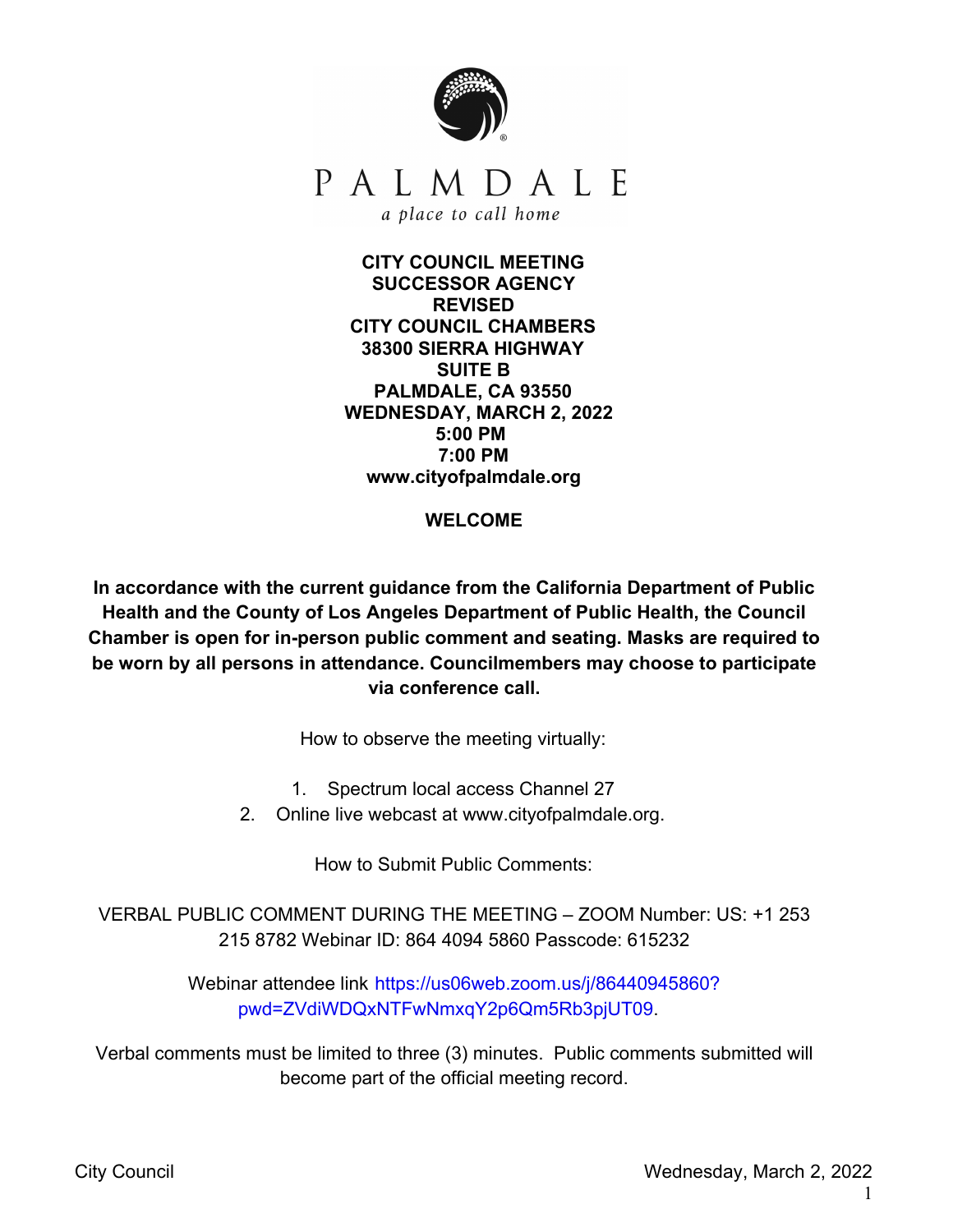PALMDALE

*a place to call home*

**CITY COUNCIL MEETING**
**SUCCESSOR AGENCY**
**REVISED**
**CITY COUNCIL CHAMBERS**
**38300 SIERRA HIGHWAY**
**SUITE B**
**PALMDALE, CA 93550**
**WEDNESDAY, MARCH 2, 2022**
**5:00 PM**
**7:00 PM**
**www.cityofpalmdale.org**

**WELCOME**

**In accordance with the current guidance from the California Department of Public Health and the County of Los Angeles Department of Public Health, the Council Chamber is open for in-person public comment and seating. Masks are required to be worn by all persons in attendance. Councilmembers may choose to participate via conference call.**

How to observe the meeting virtually:

1. Spectrum local access Channel 27
2. Online live webcast at www.cityofpalmdale.org.

How to Submit Public Comments:

VERBAL PUBLIC COMMENT DURING THE MEETING – ZOOM Number: US: +1 253 215 8782 Webinar ID: 864 4094 5860 Passcode: 615232

Webinar attendee link https://us06web.zoom.us/j/86440945860?pwd=ZVdiWDQxNTFwNmxqY2p6Qm5Rb3pjUT09.

Verbal comments must be limited to three (3) minutes. Public comments submitted will become part of the official meeting record.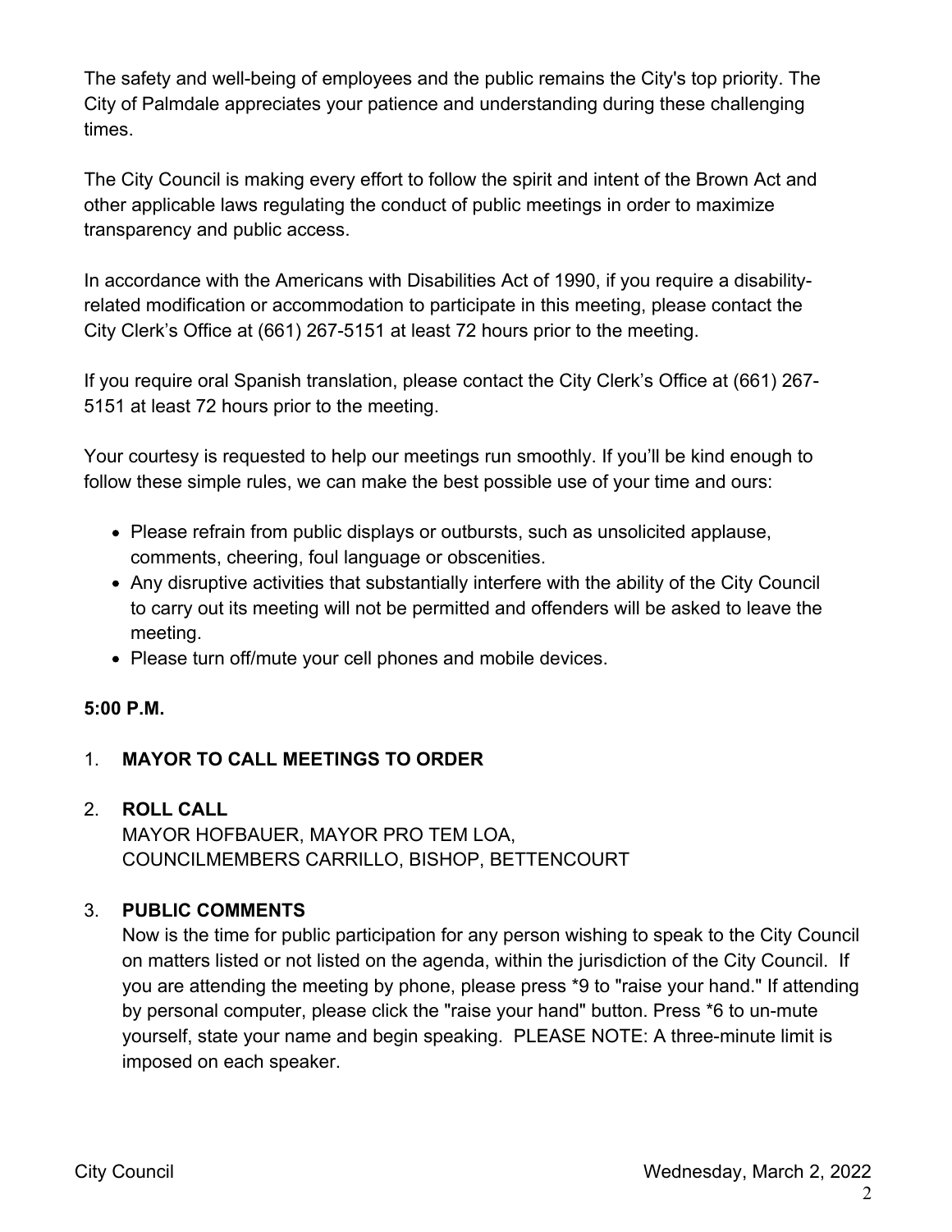The safety and well-being of employees and the public remains the City's top priority. The City of Palmdale appreciates your patience and understanding during these challenging times.

The City Council is making every effort to follow the spirit and intent of the Brown Act and other applicable laws regulating the conduct of public meetings in order to maximize transparency and public access.

In accordance with the Americans with Disabilities Act of 1990, if you require a disability-related modification or accommodation to participate in this meeting, please contact the City Clerk's Office at (661) 267-5151 at least 72 hours prior to the meeting.

If you require oral Spanish translation, please contact the City Clerk's Office at (661) 267-5151 at least 72 hours prior to the meeting.

Your courtesy is requested to help our meetings run smoothly. If you'll be kind enough to follow these simple rules, we can make the best possible use of your time and ours:

- Please refrain from public displays or outbursts, such as unsolicited applause, comments, cheering, foul language or obscenities.
- Any disruptive activities that substantially interfere with the ability of the City Council to carry out its meeting will not be permitted and offenders will be asked to leave the meeting.
- Please turn off/mute your cell phones and mobile devices.

**5:00 P.M.**

1. **MAYOR TO CALL MEETINGS TO ORDER**

2. **ROLL CALL**
   MAYOR HOFBAUER, MAYOR PRO TEM LOA,
   COUNCILMEMBERS CARRILLO, BISHOP, BETTENCOURT

3. **PUBLIC COMMENTS**
   Now is the time for public participation for any person wishing to speak to the City Council on matters listed or not listed on the agenda, within the jurisdiction of the City Council. If you are attending the meeting by phone, please press *9 to "raise your hand." If attending by personal computer, please click the "raise your hand" button. Press *6 to un-mute yourself, state your name and begin speaking. PLEASE NOTE: A three-minute limit is imposed on each speaker.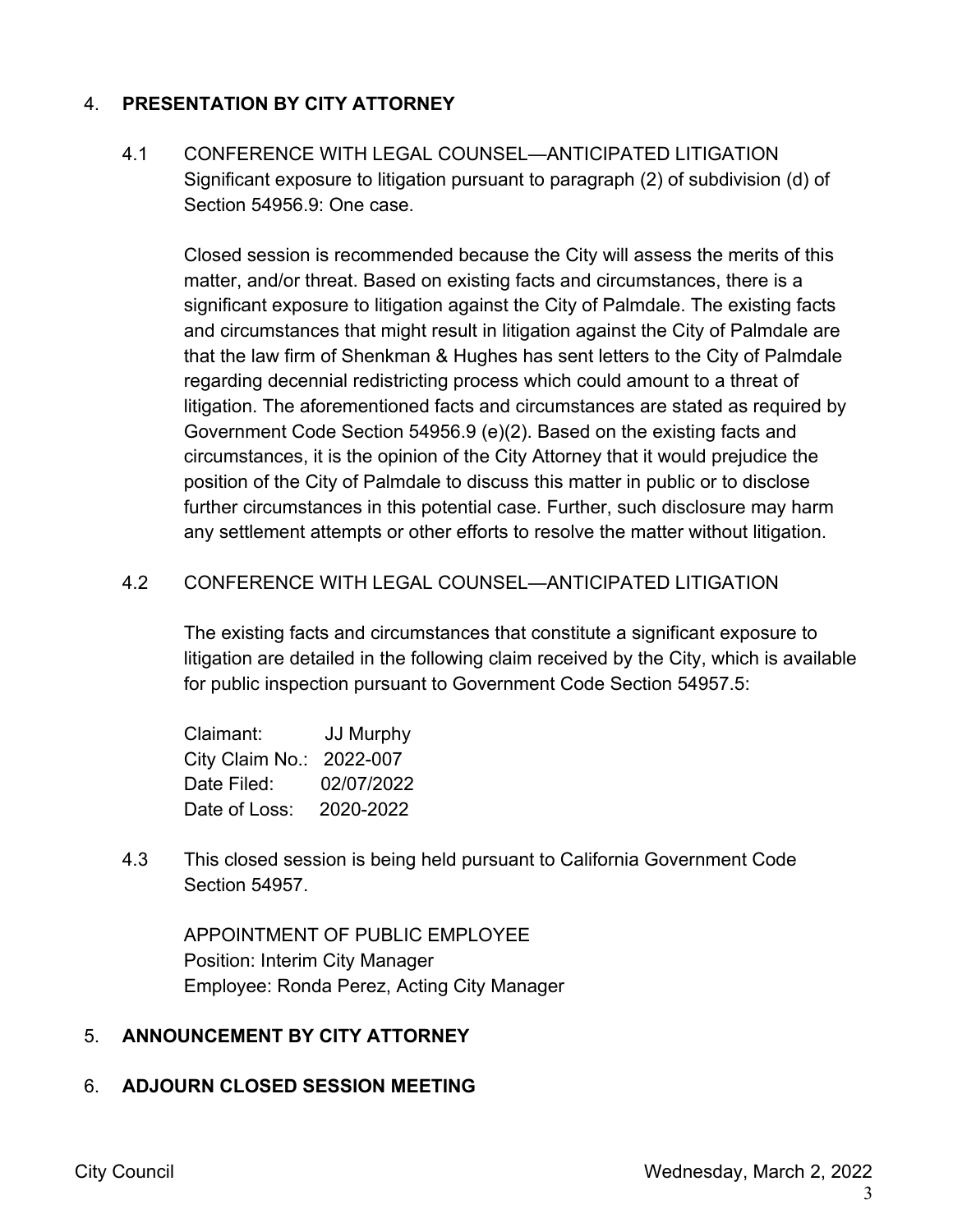4. **PRESENTATION BY CITY ATTORNEY**

4.1 CONFERENCE WITH LEGAL COUNSEL—ANTICIPATED LITIGATION
Significant exposure to litigation pursuant to paragraph (2) of subdivision (d) of Section 54956.9: One case.

Closed session is recommended because the City will assess the merits of this matter, and/or threat. Based on existing facts and circumstances, there is a significant exposure to litigation against the City of Palmdale. The existing facts and circumstances that might result in litigation against the City of Palmdale are that the law firm of Shenkman & Hughes has sent letters to the City of Palmdale regarding decennial redistricting process which could amount to a threat of litigation. The aforementioned facts and circumstances are stated as required by Government Code Section 54956.9 (e)(2). Based on the existing facts and circumstances, it is the opinion of the City Attorney that it would prejudice the position of the City of Palmdale to discuss this matter in public or to disclose further circumstances in this potential case. Further, such disclosure may harm any settlement attempts or other efforts to resolve the matter without litigation.

4.2 CONFERENCE WITH LEGAL COUNSEL—ANTICIPATED LITIGATION

The existing facts and circumstances that constitute a significant exposure to litigation are detailed in the following claim received by the City, which is available for public inspection pursuant to Government Code Section 54957.5:

Claimant: JJ Murphy
City Claim No.: 2022-007
Date Filed: 02/07/2022
Date of Loss: 2020-2022

4.3 This closed session is being held pursuant to California Government Code Section 54957.

APPOINTMENT OF PUBLIC EMPLOYEE
Position: Interim City Manager
Employee: Ronda Perez, Acting City Manager

5. **ANNOUNCEMENT BY CITY ATTORNEY**

6. **ADJOURN CLOSED SESSION MEETING**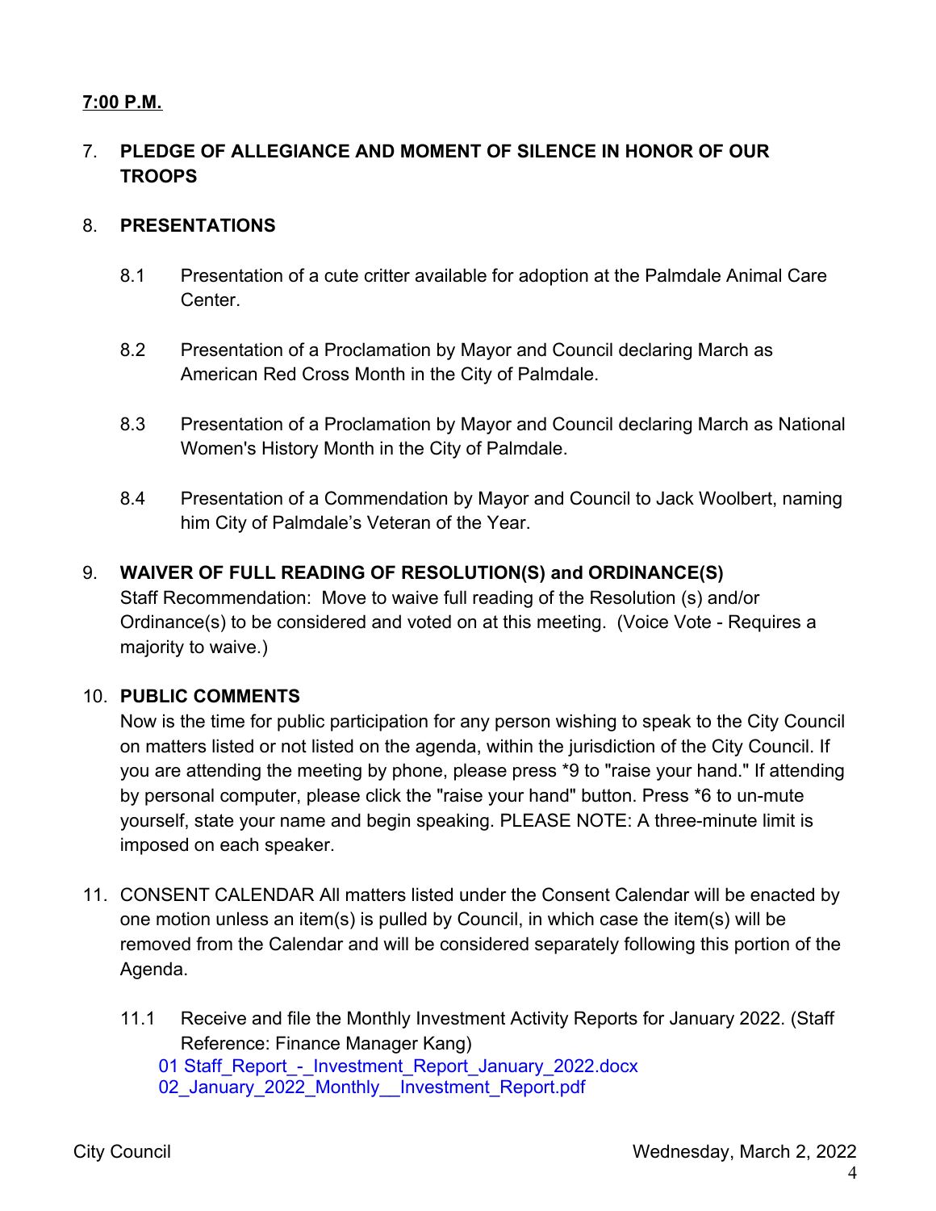**7:00 P.M.**

7. **PLEDGE OF ALLEGIANCE AND MOMENT OF SILENCE IN HONOR OF OUR TROOPS**

8. **PRESENTATIONS**

   8.1 Presentation of a cute critter available for adoption at the Palmdale Animal Care Center.

   8.2 Presentation of a Proclamation by Mayor and Council declaring March as American Red Cross Month in the City of Palmdale.

   8.3 Presentation of a Proclamation by Mayor and Council declaring March as National Women's History Month in the City of Palmdale.

   8.4 Presentation of a Commendation by Mayor and Council to Jack Woolbert, naming him City of Palmdale's Veteran of the Year.

9. **WAIVER OF FULL READING OF RESOLUTION(S) and ORDINANCE(S)**
   Staff Recommendation: Move to waive full reading of the Resolution (s) and/or Ordinance(s) to be considered and voted on at this meeting. (Voice Vote - Requires a majority to waive.)

10. **PUBLIC COMMENTS**
    Now is the time for public participation for any person wishing to speak to the City Council on matters listed or not listed on the agenda, within the jurisdiction of the City Council. If you are attending the meeting by phone, please press *9 to "raise your hand." If attending by personal computer, please click the "raise your hand" button. Press *6 to un-mute yourself, state your name and begin speaking. PLEASE NOTE: A three-minute limit is imposed on each speaker.

11. CONSENT CALENDAR All matters listed under the Consent Calendar will be enacted by one motion unless an item(s) is pulled by Council, in which case the item(s) will be removed from the Calendar and will be considered separately following this portion of the Agenda.

    11.1 Receive and file the Monthly Investment Activity Reports for January 2022. (Staff Reference: Finance Manager Kang)
    01 Staff_Report_-_Investment_Report_January_2022.docx
    02_January_2022_Monthly__Investment_Report.pdf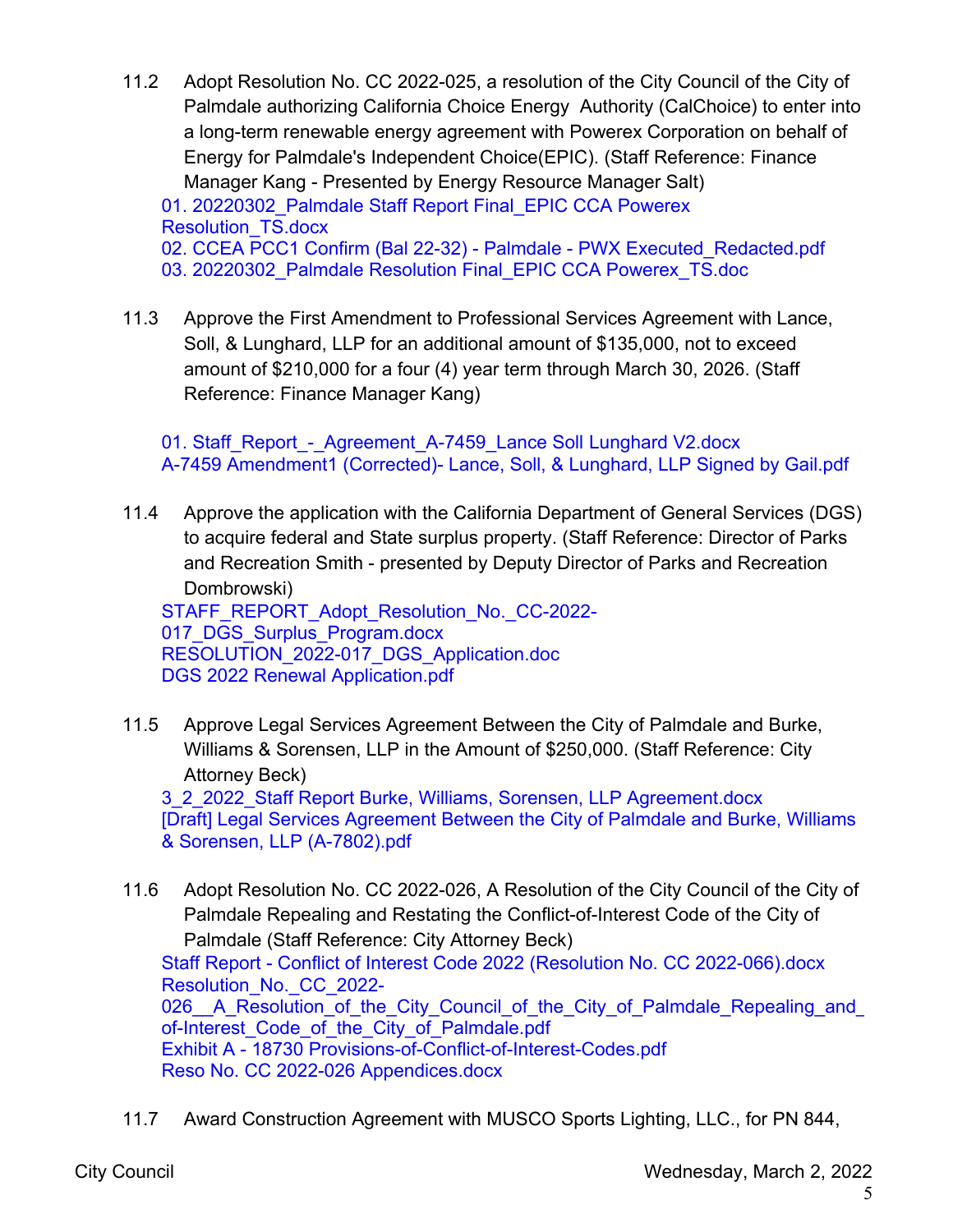11.2 Adopt Resolution No. CC 2022-025, a resolution of the City Council of the City of Palmdale authorizing California Choice Energy Authority (CalChoice) to enter into a long-term renewable energy agreement with Powerex Corporation on behalf of Energy for Palmdale's Independent Choice(EPIC). (Staff Reference: Finance Manager Kang - Presented by Energy Resource Manager Salt)

01. 20220302_Palmdale Staff Report Final_EPIC CCA Powerex Resolution_TS.docx
02. CCEA PCC1 Confirm (Bal 22-32) - Palmdale - PWX Executed_Redacted.pdf
03. 20220302_Palmdale Resolution Final_EPIC CCA Powerex_TS.doc

11.3 Approve the First Amendment to Professional Services Agreement with Lance, Soll, & Lunghard, LLP for an additional amount of $135,000, not to exceed amount of $210,000 for a four (4) year term through March 30, 2026. (Staff Reference: Finance Manager Kang)

01. Staff_Report_-_Agreement_A-7459_Lance Soll Lunghard V2.docx
A-7459 Amendment1 (Corrected)- Lance, Soll, & Lunghard, LLP Signed by Gail.pdf

11.4 Approve the application with the California Department of General Services (DGS) to acquire federal and State surplus property. (Staff Reference: Director of Parks and Recreation Smith - presented by Deputy Director of Parks and Recreation Dombrowski)

STAFF_REPORT_Adopt_Resolution_No._CC-2022-017_DGS_Surplus_Program.docx
RESOLUTION_2022-017_DGS_Application.doc
DGS 2022 Renewal Application.pdf

11.5 Approve Legal Services Agreement Between the City of Palmdale and Burke, Williams & Sorensen, LLP in the Amount of $250,000. (Staff Reference: City Attorney Beck)

3_2_2022_Staff Report Burke, Williams, Sorensen, LLP Agreement.docx
[Draft] Legal Services Agreement Between the City of Palmdale and Burke, Williams & Sorensen, LLP (A-7802).pdf

11.6 Adopt Resolution No. CC 2022-026, A Resolution of the City Council of the City of Palmdale Repealing and Restating the Conflict-of-Interest Code of the City of Palmdale (Staff Reference: City Attorney Beck)

Staff Report - Conflict of Interest Code 2022 (Resolution No. CC 2022-066).docx
Resolution_No._CC_2022-026__A_Resolution_of_the_City_Council_of_the_City_of_Palmdale_Repealing_and_of-Interest_Code_of_the_City_of_Palmdale.pdf
Exhibit A - 18730 Provisions-of-Conflict-of-Interest-Codes.pdf
Reso No. CC 2022-026 Appendices.docx

11.7 Award Construction Agreement with MUSCO Sports Lighting, LLC., for PN 844,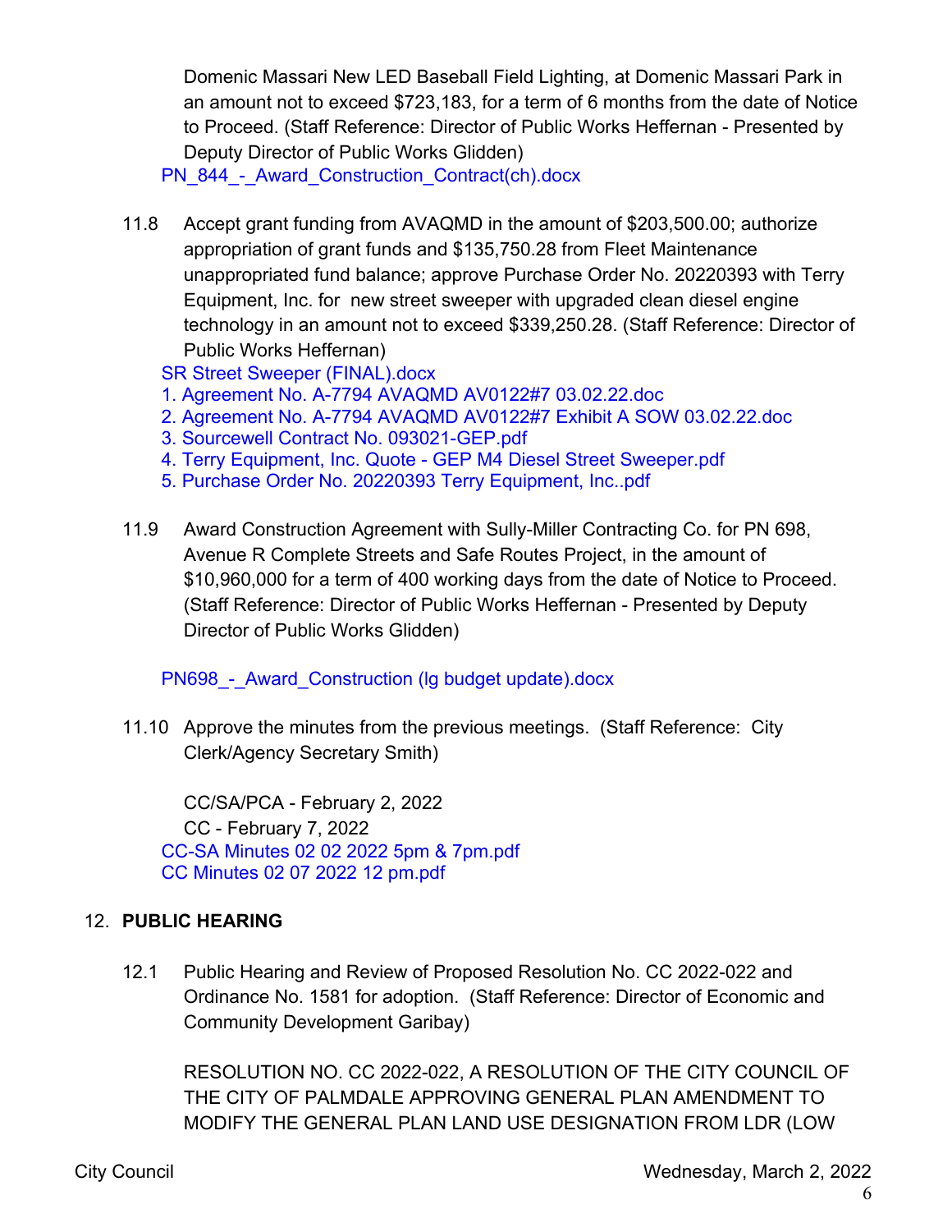Domenic Massari New LED Baseball Field Lighting, at Domenic Massari Park in an amount not to exceed $723,183, for a term of 6 months from the date of Notice to Proceed. (Staff Reference: Director of Public Works Heffernan - Presented by Deputy Director of Public Works Glidden)

PN_844_-_Award_Construction_Contract(ch).docx

11.8 Accept grant funding from AVAQMD in the amount of $203,500.00; authorize appropriation of grant funds and $135,750.28 from Fleet Maintenance unappropriated fund balance; approve Purchase Order No. 20220393 with Terry Equipment, Inc. for new street sweeper with upgraded clean diesel engine technology in an amount not to exceed $339,250.28. (Staff Reference: Director of Public Works Heffernan)

SR Street Sweeper (FINAL).docx
1. Agreement No. A-7794 AVAQMD AV0122#7 03.02.22.doc
2. Agreement No. A-7794 AVAQMD AV0122#7 Exhibit A SOW 03.02.22.doc
3. Sourcewell Contract No. 093021-GEP.pdf
4. Terry Equipment, Inc. Quote - GEP M4 Diesel Street Sweeper.pdf
5. Purchase Order No. 20220393 Terry Equipment, Inc..pdf

11.9 Award Construction Agreement with Sully-Miller Contracting Co. for PN 698, Avenue R Complete Streets and Safe Routes Project, in the amount of $10,960,000 for a term of 400 working days from the date of Notice to Proceed. (Staff Reference: Director of Public Works Heffernan - Presented by Deputy Director of Public Works Glidden)

PN698_-_Award_Construction (lg budget update).docx

11.10 Approve the minutes from the previous meetings. (Staff Reference: City Clerk/Agency Secretary Smith)

CC/SA/PCA - February 2, 2022
CC - February 7, 2022
CC-SA Minutes 02 02 2022 5pm & 7pm.pdf
CC Minutes 02 07 2022 12 pm.pdf

## 12. PUBLIC HEARING

12.1 Public Hearing and Review of Proposed Resolution No. CC 2022-022 and Ordinance No. 1581 for adoption. (Staff Reference: Director of Economic and Community Development Garibay)

RESOLUTION NO. CC 2022-022, A RESOLUTION OF THE CITY COUNCIL OF THE CITY OF PALMDALE APPROVING GENERAL PLAN AMENDMENT TO MODIFY THE GENERAL PLAN LAND USE DESIGNATION FROM LDR (LOW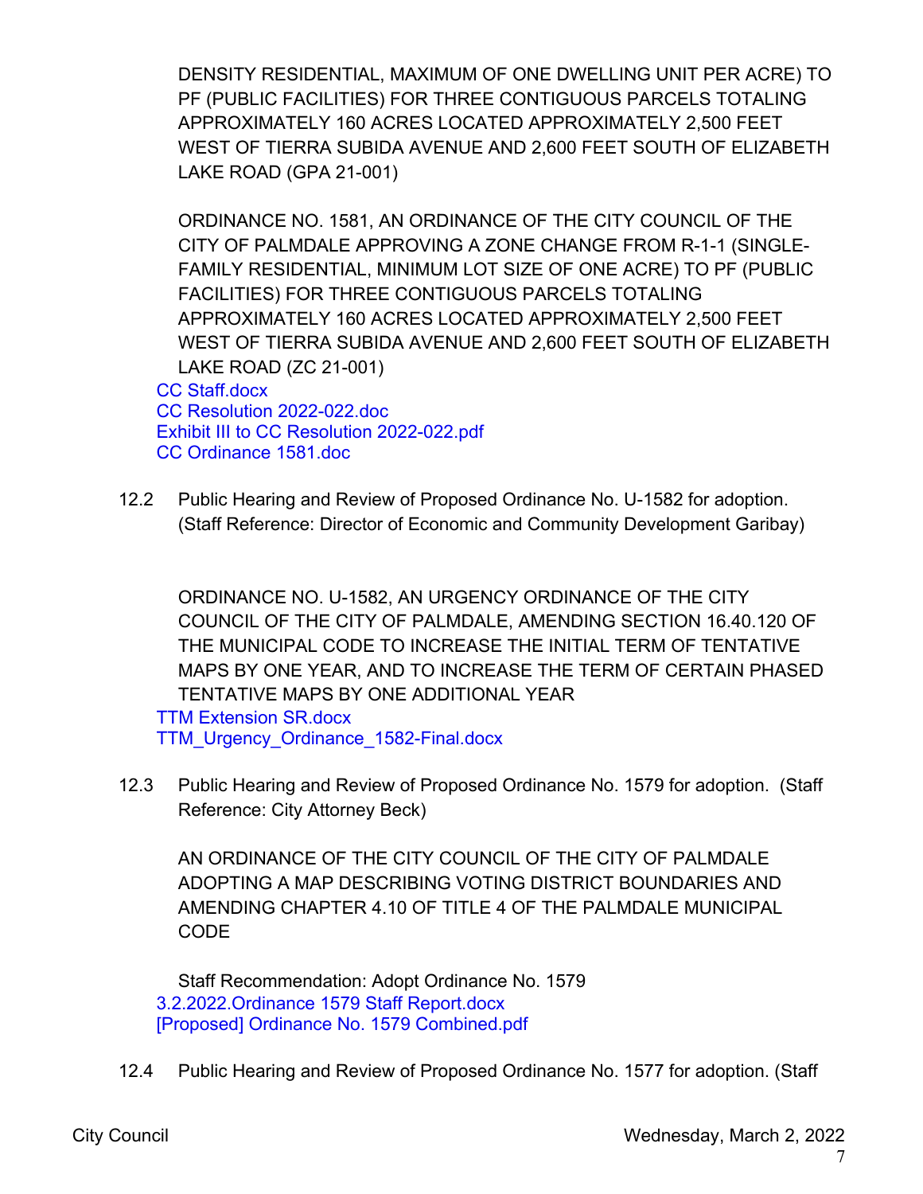DENSITY RESIDENTIAL, MAXIMUM OF ONE DWELLING UNIT PER ACRE) TO PF (PUBLIC FACILITIES) FOR THREE CONTIGUOUS PARCELS TOTALING APPROXIMATELY 160 ACRES LOCATED APPROXIMATELY 2,500 FEET WEST OF TIERRA SUBIDA AVENUE AND 2,600 FEET SOUTH OF ELIZABETH LAKE ROAD (GPA 21-001)

ORDINANCE NO. 1581, AN ORDINANCE OF THE CITY COUNCIL OF THE CITY OF PALMDALE APPROVING A ZONE CHANGE FROM R-1-1 (SINGLE-FAMILY RESIDENTIAL, MINIMUM LOT SIZE OF ONE ACRE) TO PF (PUBLIC FACILITIES) FOR THREE CONTIGUOUS PARCELS TOTALING APPROXIMATELY 160 ACRES LOCATED APPROXIMATELY 2,500 FEET WEST OF TIERRA SUBIDA AVENUE AND 2,600 FEET SOUTH OF ELIZABETH LAKE ROAD (ZC 21-001)

CC Staff.docx
CC Resolution 2022-022.doc
Exhibit III to CC Resolution 2022-022.pdf
CC Ordinance 1581.doc

12.2 Public Hearing and Review of Proposed Ordinance No. U-1582 for adoption. (Staff Reference: Director of Economic and Community Development Garibay)

ORDINANCE NO. U-1582, AN URGENCY ORDINANCE OF THE CITY COUNCIL OF THE CITY OF PALMDALE, AMENDING SECTION 16.40.120 OF THE MUNICIPAL CODE TO INCREASE THE INITIAL TERM OF TENTATIVE MAPS BY ONE YEAR, AND TO INCREASE THE TERM OF CERTAIN PHASED TENTATIVE MAPS BY ONE ADDITIONAL YEAR

TTM Extension SR.docx
TTM_Urgency_Ordinance_1582-Final.docx

12.3 Public Hearing and Review of Proposed Ordinance No. 1579 for adoption. (Staff Reference: City Attorney Beck)

AN ORDINANCE OF THE CITY COUNCIL OF THE CITY OF PALMDALE ADOPTING A MAP DESCRIBING VOTING DISTRICT BOUNDARIES AND AMENDING CHAPTER 4.10 OF TITLE 4 OF THE PALMDALE MUNICIPAL CODE

Staff Recommendation: Adopt Ordinance No. 1579

3.2.2022.Ordinance 1579 Staff Report.docx
[Proposed] Ordinance No. 1579 Combined.pdf

12.4 Public Hearing and Review of Proposed Ordinance No. 1577 for adoption. (Staff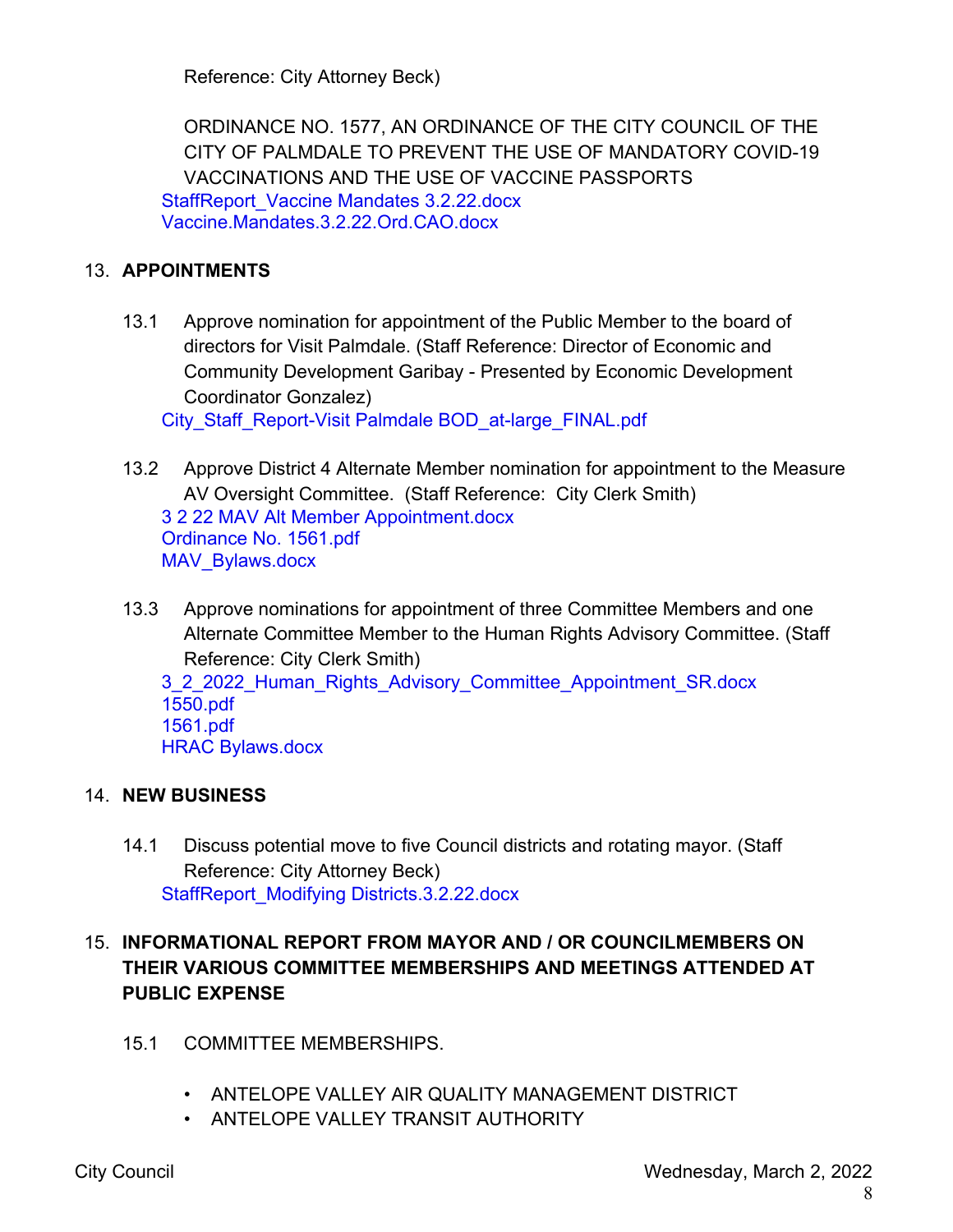Reference: City Attorney Beck)

ORDINANCE NO. 1577, AN ORDINANCE OF THE CITY COUNCIL OF THE CITY OF PALMDALE TO PREVENT THE USE OF MANDATORY COVID-19 VACCINATIONS AND THE USE OF VACCINE PASSPORTS

StaffReport_Vaccine Mandates 3.2.22.docx
Vaccine.Mandates.3.2.22.Ord.CAO.docx

## 13. APPOINTMENTS

13.1 Approve nomination for appointment of the Public Member to the board of directors for Visit Palmdale. (Staff Reference: Director of Economic and Community Development Garibay - Presented by Economic Development Coordinator Gonzalez)

City_Staff_Report-Visit Palmdale BOD_at-large_FINAL.pdf

13.2 Approve District 4 Alternate Member nomination for appointment to the Measure AV Oversight Committee. (Staff Reference: City Clerk Smith)

3 2 22 MAV Alt Member Appointment.docx
Ordinance No. 1561.pdf
MAV_Bylaws.docx

13.3 Approve nominations for appointment of three Committee Members and one Alternate Committee Member to the Human Rights Advisory Committee. (Staff Reference: City Clerk Smith)

3_2_2022_Human_Rights_Advisory_Committee_Appointment_SR.docx
1550.pdf
1561.pdf
HRAC Bylaws.docx

## 14. NEW BUSINESS

14.1 Discuss potential move to five Council districts and rotating mayor. (Staff Reference: City Attorney Beck)

StaffReport_Modifying Districts.3.2.22.docx

## 15. INFORMATIONAL REPORT FROM MAYOR AND / OR COUNCILMEMBERS ON THEIR VARIOUS COMMITTEE MEMBERSHIPS AND MEETINGS ATTENDED AT PUBLIC EXPENSE

15.1 COMMITTEE MEMBERSHIPS.

- ANTELOPE VALLEY AIR QUALITY MANAGEMENT DISTRICT
- ANTELOPE VALLEY TRANSIT AUTHORITY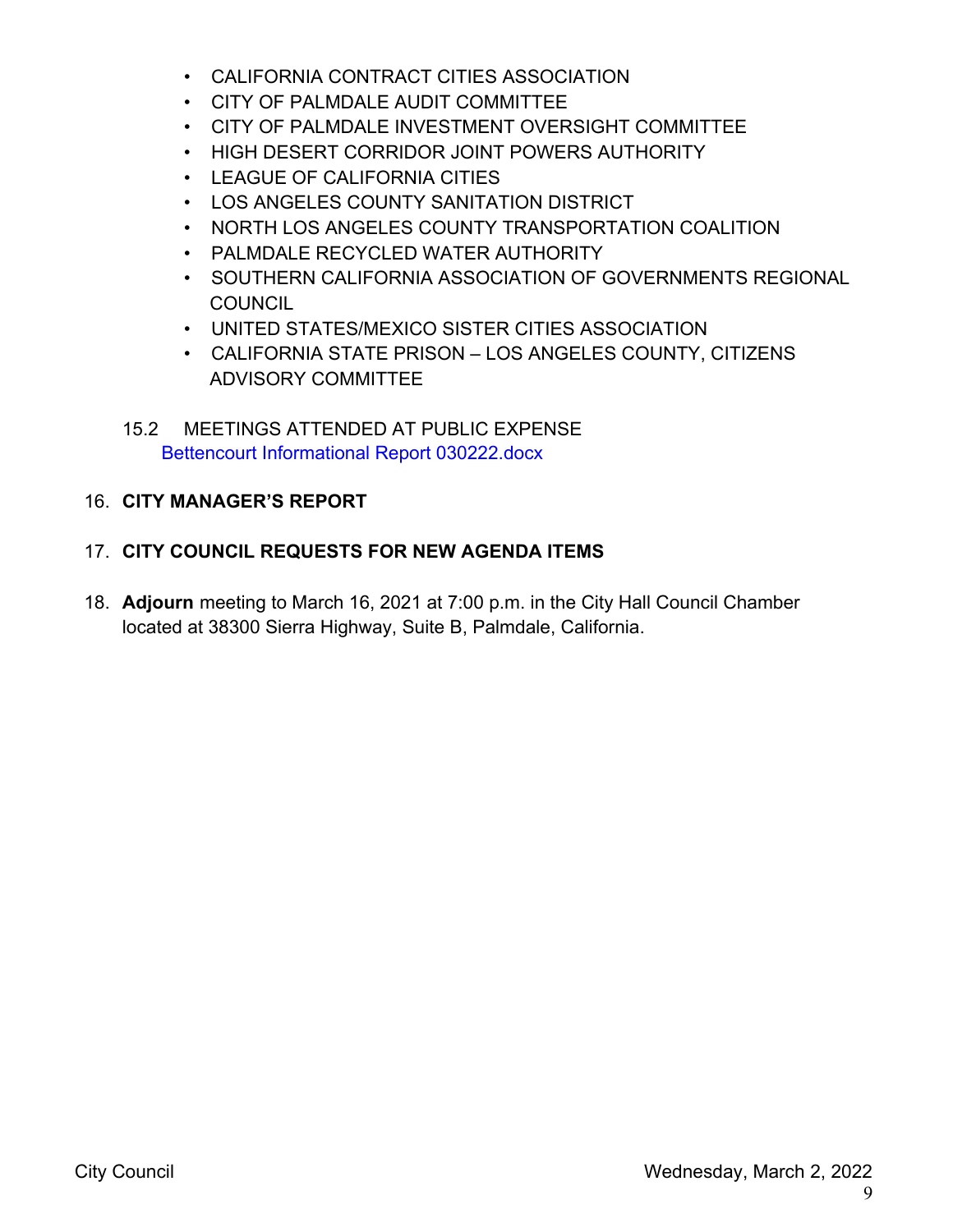- CALIFORNIA CONTRACT CITIES ASSOCIATION
- CITY OF PALMDALE AUDIT COMMITTEE
- CITY OF PALMDALE INVESTMENT OVERSIGHT COMMITTEE
- HIGH DESERT CORRIDOR JOINT POWERS AUTHORITY
- LEAGUE OF CALIFORNIA CITIES
- LOS ANGELES COUNTY SANITATION DISTRICT
- NORTH LOS ANGELES COUNTY TRANSPORTATION COALITION
- PALMDALE RECYCLED WATER AUTHORITY
- SOUTHERN CALIFORNIA ASSOCIATION OF GOVERNMENTS REGIONAL COUNCIL
- UNITED STATES/MEXICO SISTER CITIES ASSOCIATION
- CALIFORNIA STATE PRISON – LOS ANGELES COUNTY, CITIZENS ADVISORY COMMITTEE

15.2 MEETINGS ATTENDED AT PUBLIC EXPENSE
Bettencourt Informational Report 030222.docx

16. **CITY MANAGER'S REPORT**

17. **CITY COUNCIL REQUESTS FOR NEW AGENDA ITEMS**

18. **Adjourn** meeting to March 16, 2021 at 7:00 p.m. in the City Hall Council Chamber located at 38300 Sierra Highway, Suite B, Palmdale, California.